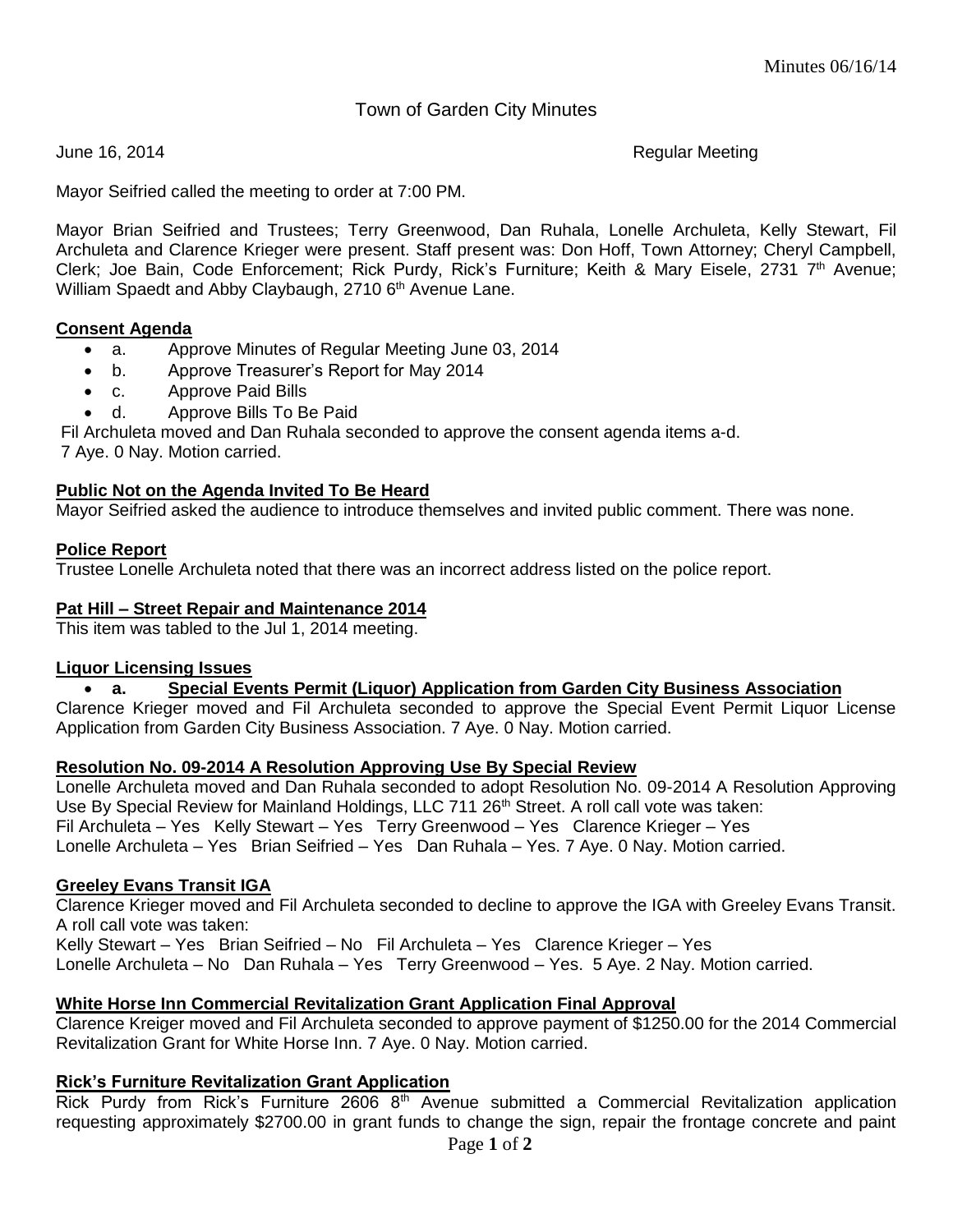# Town of Garden City Minutes

June 16, 2014 Regular Meeting

Mayor Seifried called the meeting to order at 7:00 PM.

Mayor Brian Seifried and Trustees; Terry Greenwood, Dan Ruhala, Lonelle Archuleta, Kelly Stewart, Fil Archuleta and Clarence Krieger were present. Staff present was: Don Hoff, Town Attorney; Cheryl Campbell, Clerk; Joe Bain, Code Enforcement; Rick Purdy, Rick's Furniture; Keith & Mary Eisele, 2731 7th Avenue; William Spaedt and Abby Claybaugh, 2710 6th Avenue Lane.

## Consent Agenda

- a. Approve Minutes of Regular Meeting June 03, 2014
- b. Approve Treasurer's Report for May 2014
- c. Approve Paid Bills
- d. Approve Bills To Be Paid

Fil Archuleta moved and Dan Ruhala seconded to approve the consent agenda items a-d.
7 Aye. 0 Nay. Motion carried.

## Public Not on the Agenda Invited To Be Heard

Mayor Seifried asked the audience to introduce themselves and invited public comment. There was none.

## Police Report

Trustee Lonelle Archuleta noted that there was an incorrect address listed on the police report.

## Pat Hill – Street Repair and Maintenance 2014

This item was tabled to the Jul 1, 2014 meeting.

## Liquor Licensing Issues

- **a. Special Events Permit (Liquor) Application from Garden City Business Association**

Clarence Krieger moved and Fil Archuleta seconded to approve the Special Event Permit Liquor License Application from Garden City Business Association. 7 Aye. 0 Nay. Motion carried.

## Resolution No. 09-2014 A Resolution Approving Use By Special Review

Lonelle Archuleta moved and Dan Ruhala seconded to adopt Resolution No. 09-2014 A Resolution Approving Use By Special Review for Mainland Holdings, LLC 711 26th Street. A roll call vote was taken:
Fil Archuleta – Yes Kelly Stewart – Yes Terry Greenwood – Yes Clarence Krieger – Yes
Lonelle Archuleta – Yes Brian Seifried – Yes Dan Ruhala – Yes. 7 Aye. 0 Nay. Motion carried.

## Greeley Evans Transit IGA

Clarence Krieger moved and Fil Archuleta seconded to decline to approve the IGA with Greeley Evans Transit. A roll call vote was taken:
Kelly Stewart – Yes Brian Seifried – No Fil Archuleta – Yes Clarence Krieger – Yes
Lonelle Archuleta – No Dan Ruhala – Yes Terry Greenwood – Yes. 5 Aye. 2 Nay. Motion carried.

## White Horse Inn Commercial Revitalization Grant Application Final Approval

Clarence Kreiger moved and Fil Archuleta seconded to approve payment of $1250.00 for the 2014 Commercial Revitalization Grant for White Horse Inn. 7 Aye. 0 Nay. Motion carried.

## Rick's Furniture Revitalization Grant Application

Rick Purdy from Rick's Furniture 2606 8th Avenue submitted a Commercial Revitalization application requesting approximately $2700.00 in grant funds to change the sign, repair the frontage concrete and paint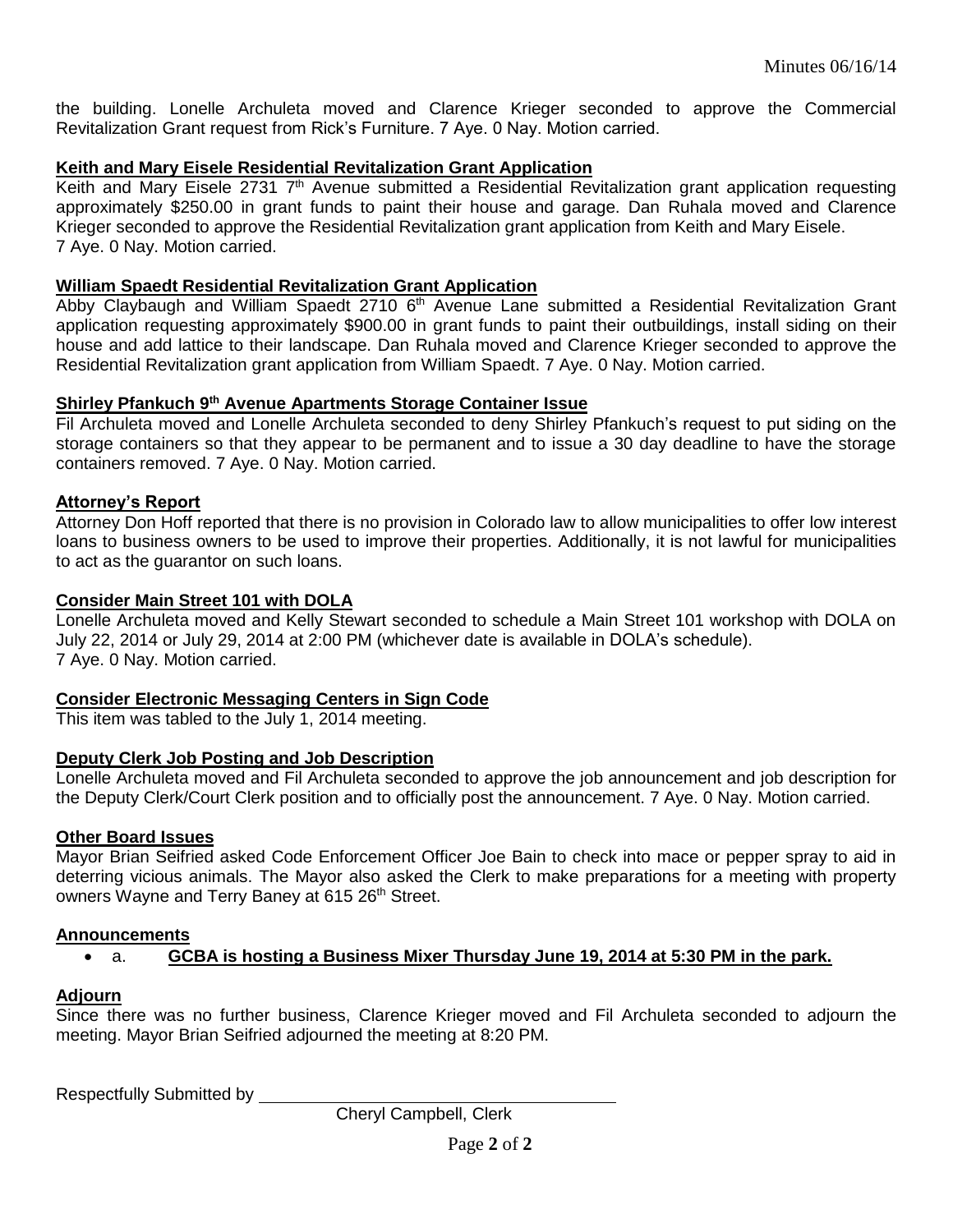the building. Lonelle Archuleta moved and Clarence Krieger seconded to approve the Commercial Revitalization Grant request from Rick's Furniture. 7 Aye. 0 Nay. Motion carried.

**Keith and Mary Eisele Residential Revitalization Grant Application**

Keith and Mary Eisele 2731 7th Avenue submitted a Residential Revitalization grant application requesting approximately $250.00 in grant funds to paint their house and garage. Dan Ruhala moved and Clarence Krieger seconded to approve the Residential Revitalization grant application from Keith and Mary Eisele. 7 Aye. 0 Nay. Motion carried.

**William Spaedt Residential Revitalization Grant Application**

Abby Claybaugh and William Spaedt 2710 6th Avenue Lane submitted a Residential Revitalization Grant application requesting approximately $900.00 in grant funds to paint their outbuildings, install siding on their house and add lattice to their landscape. Dan Ruhala moved and Clarence Krieger seconded to approve the Residential Revitalization grant application from William Spaedt. 7 Aye. 0 Nay. Motion carried.

**Shirley Pfankuch 9th Avenue Apartments Storage Container Issue**

Fil Archuleta moved and Lonelle Archuleta seconded to deny Shirley Pfankuch's request to put siding on the storage containers so that they appear to be permanent and to issue a 30 day deadline to have the storage containers removed. 7 Aye. 0 Nay. Motion carried.

**Attorney's Report**

Attorney Don Hoff reported that there is no provision in Colorado law to allow municipalities to offer low interest loans to business owners to be used to improve their properties. Additionally, it is not lawful for municipalities to act as the guarantor on such loans.

**Consider Main Street 101 with DOLA**

Lonelle Archuleta moved and Kelly Stewart seconded to schedule a Main Street 101 workshop with DOLA on July 22, 2014 or July 29, 2014 at 2:00 PM (whichever date is available in DOLA's schedule). 7 Aye. 0 Nay. Motion carried.

**Consider Electronic Messaging Centers in Sign Code**

This item was tabled to the July 1, 2014 meeting.

**Deputy Clerk Job Posting and Job Description**

Lonelle Archuleta moved and Fil Archuleta seconded to approve the job announcement and job description for the Deputy Clerk/Court Clerk position and to officially post the announcement. 7 Aye. 0 Nay. Motion carried.

**Other Board Issues**

Mayor Brian Seifried asked Code Enforcement Officer Joe Bain to check into mace or pepper spray to aid in deterring vicious animals. The Mayor also asked the Clerk to make preparations for a meeting with property owners Wayne and Terry Baney at 615 26th Street.

**Announcements**

- a. **GCBA is hosting a Business Mixer Thursday June 19, 2014 at 5:30 PM in the park.**

**Adjourn**

Since there was no further business, Clarence Krieger moved and Fil Archuleta seconded to adjourn the meeting. Mayor Brian Seifried adjourned the meeting at 8:20 PM.

Respectfully Submitted by \_\_\_\_\_\_\_\_\_\_\_\_\_\_\_\_\_\_\_\_\_\_\_\_\_\_\_\_\_\_

Cheryl Campbell, Clerk